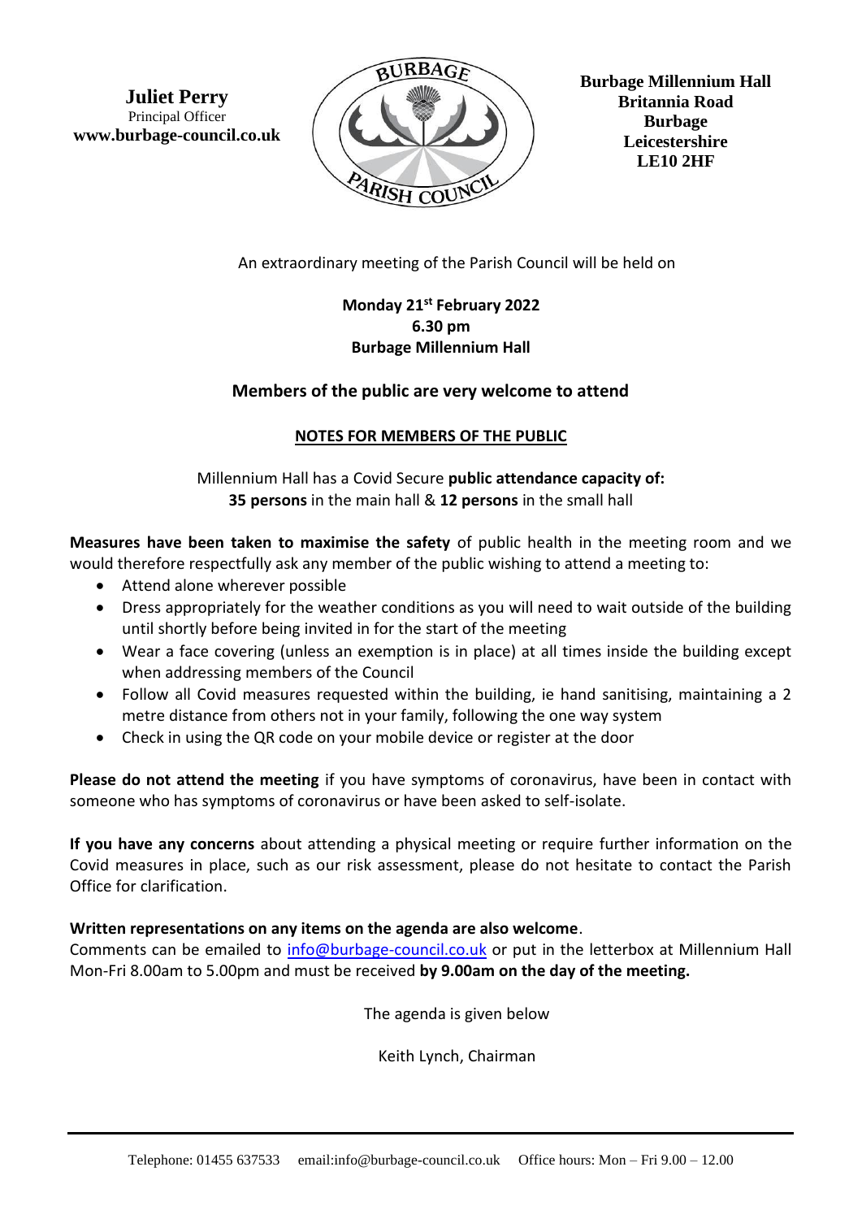**Juliet Perry**
Principal Officer
**www.burbage-council.co.uk**

**Burbage Millennium Hall**
**Britannia Road**
**Burbage**
**Leicestershire**
**LE10 2HF**

An extraordinary meeting of the Parish Council will be held on

**Monday 21st February 2022**
**6.30 pm**
**Burbage Millennium Hall**

## Members of the public are very welcome to attend

### NOTES FOR MEMBERS OF THE PUBLIC

Millennium Hall has a Covid Secure **public attendance capacity of:**
**35 persons** in the main hall & **12 persons** in the small hall

**Measures have been taken to maximise the safety** of public health in the meeting room and we would therefore respectfully ask any member of the public wishing to attend a meeting to:

- Attend alone wherever possible
- Dress appropriately for the weather conditions as you will need to wait outside of the building until shortly before being invited in for the start of the meeting
- Wear a face covering (unless an exemption is in place) at all times inside the building except when addressing members of the Council
- Follow all Covid measures requested within the building, ie hand sanitising, maintaining a 2 metre distance from others not in your family, following the one way system
- Check in using the QR code on your mobile device or register at the door

**Please do not attend the meeting** if you have symptoms of coronavirus, have been in contact with someone who has symptoms of coronavirus or have been asked to self-isolate.

**If you have any concerns** about attending a physical meeting or require further information on the Covid measures in place, such as our risk assessment, please do not hesitate to contact the Parish Office for clarification.

**Written representations on any items on the agenda are also welcome**.
Comments can be emailed to info@burbage-council.co.uk or put in the letterbox at Millennium Hall Mon-Fri 8.00am to 5.00pm and must be received **by 9.00am on the day of the meeting.**

The agenda is given below

Keith Lynch, Chairman

Telephone: 01455 637533 email:info@burbage-council.co.uk Office hours: Mon – Fri 9.00 – 12.00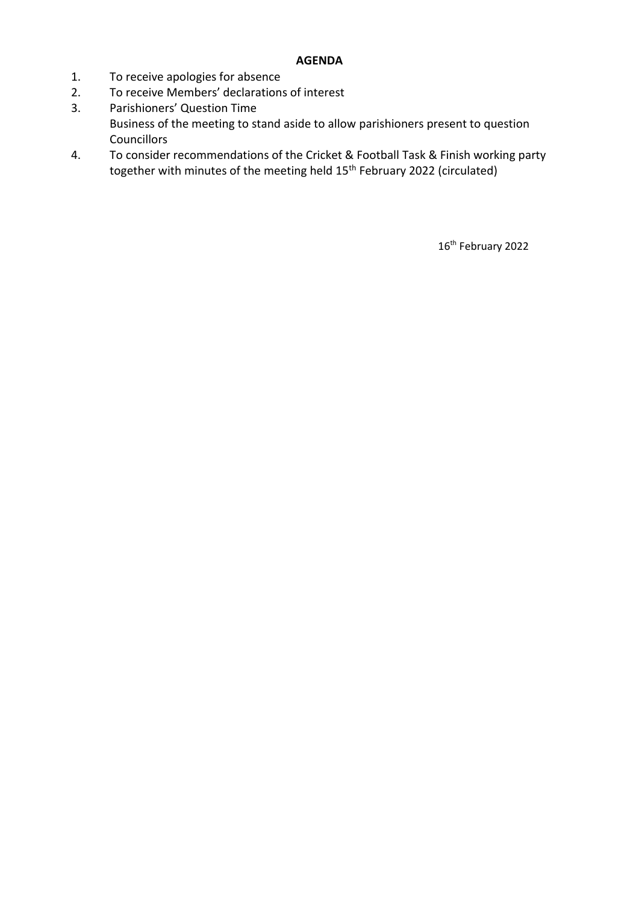**AGENDA**

1. To receive apologies for absence
2. To receive Members' declarations of interest
3. Parishioners' Question Time
   Business of the meeting to stand aside to allow parishioners present to question Councillors
4. To consider recommendations of the Cricket & Football Task & Finish working party together with minutes of the meeting held 15th February 2022 (circulated)

16th February 2022